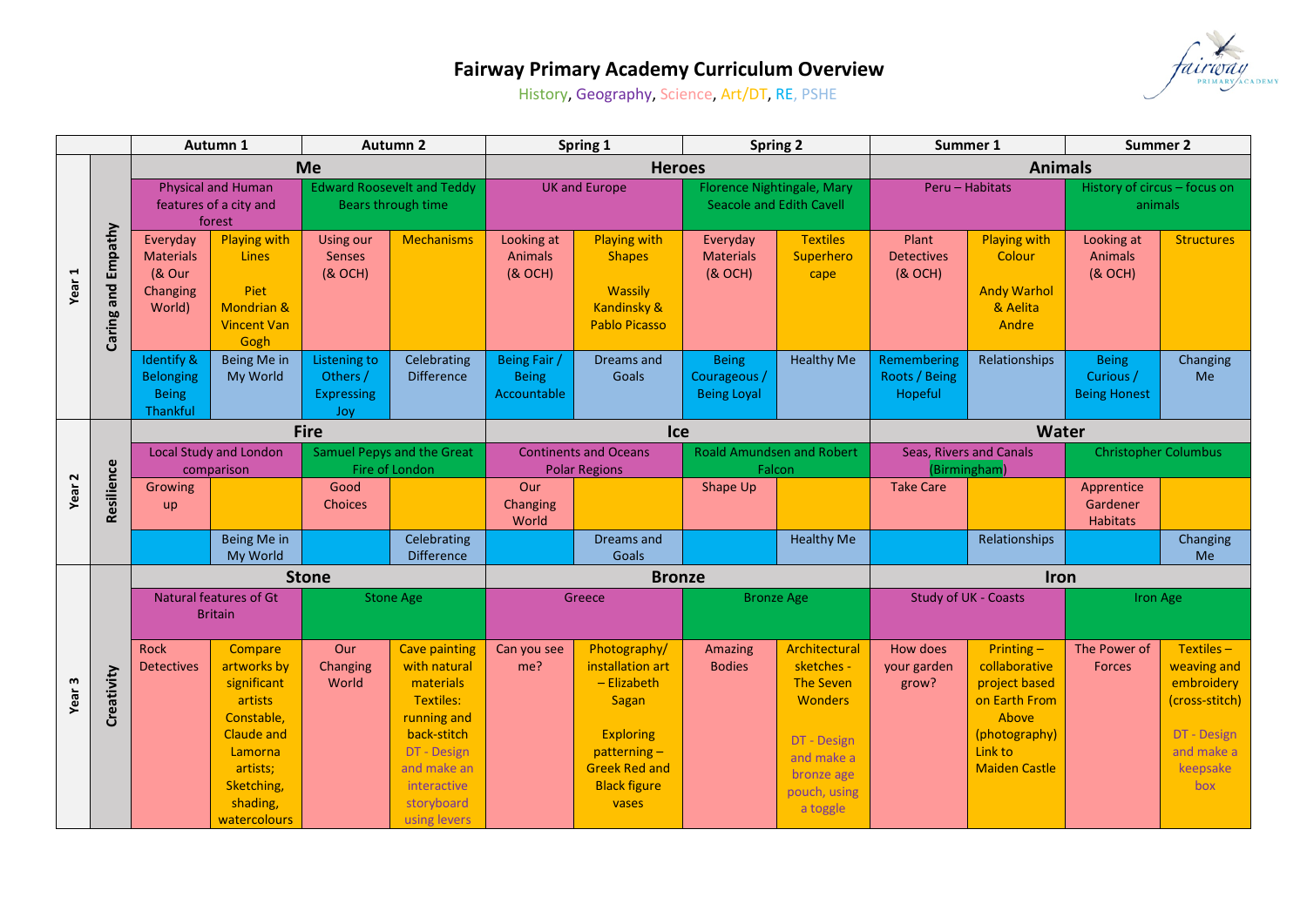# Fairway Primary Academy Curriculum Overview

History, Geography, Science, Art/DT, RE, PSHE

| | | Autumn 1 | | Autumn 2 | | Spring 1 | | Spring 2 | | Summer 1 | | Summer 2 | |
|---|---|---|---|---|---|---|---|---|---|---|---|---|---|
| **Year 1** | **Caring and Empathy** | **Me** | | | | **Heroes** | | | | **Animals** | | | |
| | | Physical and Human features of a city and forest | | Edward Roosevelt and Teddy Bears through time | | UK and Europe | | Florence Nightingale, Mary Seacole and Edith Cavell | | Peru – Habitats | | History of circus – focus on animals | |
| | | Everyday Materials (& Our Changing World) | Playing with Lines<br><br>Piet Mondrian & Vincent Van Gogh | Using our Senses (& OCH) | Mechanisms | Looking at Animals (& OCH) | Playing with Shapes<br><br>Wassily Kandinsky & Pablo Picasso | Everyday Materials (& OCH) | Textiles Superhero cape | Plant Detectives (& OCH) | Playing with Colour<br><br>Andy Warhol & Aelita Andre | Looking at Animals (& OCH) | Structures |
| | | Identify & Belonging Being Thankful | Being Me in My World | Listening to Others / Expressing Joy | Celebrating Difference | Being Fair / Being Accountable | Dreams and Goals | Being Courageous / Being Loyal | Healthy Me | Remembering Roots / Being Hopeful | Relationships | Being Curious / Being Honest | Changing Me |
| **Year 2** | **Resilience** | **Fire** | | | | **Ice** | | | | **Water** | | | |
| | | Local Study and London comparison | | Samuel Pepys and the Great Fire of London | | Continents and Oceans Polar Regions | | Roald Amundsen and Robert Falcon | | Seas, Rivers and Canals (Birmingham) | | Christopher Columbus | |
| | | Growing up | | Good Choices | | Our Changing World | | Shape Up | | Take Care | | Apprentice Gardener Habitats | |
| | | | Being Me in My World | | Celebrating Difference | | Dreams and Goals | | Healthy Me | | Relationships | | Changing Me |
| **Year 3** | **Creativity** | **Stone** | | | | **Bronze** | | | | **Iron** | | | |
| | | Natural features of Gt Britain | | Stone Age | | Greece | | Bronze Age | | Study of UK - Coasts | | Iron Age | |
| | | Rock Detectives | Compare artworks by significant artists Constable, Claude and Lamorna artists; Sketching, shading, watercolours | Our Changing World | Cave painting with natural materials Textiles: running and back-stitch DT - Design and make an interactive storyboard using levers | Can you see me? | Photography/ installation art – Elizabeth Sagan<br><br>Exploring patterning – Greek Red and Black figure vases | Amazing Bodies | Architectural sketches - The Seven Wonders<br><br>DT - Design and make a bronze age pouch, using a toggle | How does your garden grow? | Printing – collaborative project based on Earth From Above (photography) Link to Maiden Castle | The Power of Forces | Textiles – weaving and embroidery (cross-stitch)<br><br>DT - Design and make a keepsake box |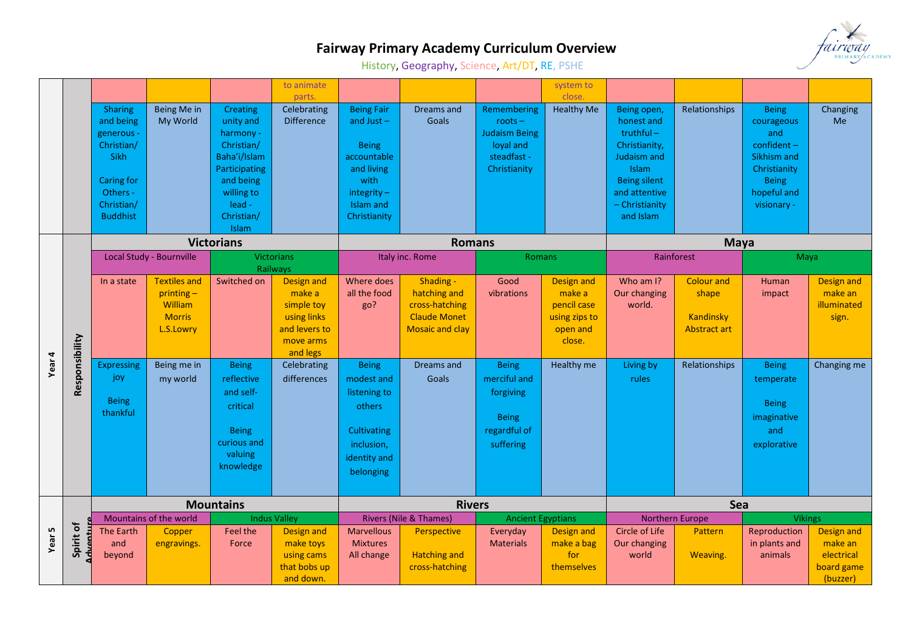# Fairway Primary Academy Curriculum Overview

History, Geography, Science, Art/DT, RE, PSHE

| | | | | | | | | | | | | | |
|---|---|---|---|---|---|---|---|---|---|---|---|---|---|
| | | | | | to animate parts. | | | | system to close. | | | | |
| | | Sharing and being generous - Christian/ Sikh<br><br>Caring for Others - Christian/ Buddhist | Being Me in My World | Creating unity and harmony - Christian/ Baha'i/Islam Participating and being willing to lead - Christian/ Islam | Celebrating Difference | Being Fair and Just –<br><br>Being accountable and living with integrity – Islam and Christianity | Dreams and Goals | Remembering roots – Judaism Being loyal and steadfast - Christianity | Healthy Me | Being open, honest and truthful – Christianity, Judaism and Islam Being silent and attentive – Christianity and Islam | Relationships | Being courageous and confident – Sikhism and Christianity Being hopeful and visionary - | Changing Me |
| Year 4 | Responsibility | **Victorians** | | | | **Romans** | | | | **Maya** | | | |
| | | Local Study - Bournville | | Victorians Railways | | Italy inc. Rome | | Romans | | Rainforest | | Maya | |
| | | In a state | Textiles and printing – William Morris L.S.Lowry | Switched on | Design and make a simple toy using links and levers to move arms and legs | Where does all the food go? | Shading - hatching and cross-hatching Claude Monet Mosaic and clay | Good vibrations | Design and make a pencil case using zips to open and close. | Who am I? Our changing world. | Colour and shape<br><br>Kandinsky Abstract art | Human impact | Design and make an illuminated sign. |
| | | Expressing joy<br><br>Being thankful | Being me in my world | Being reflective and self-critical<br><br>Being curious and valuing knowledge | Celebrating differences | Being modest and listening to others<br><br>Cultivating inclusion, identity and belonging | Dreams and Goals | Being merciful and forgiving<br><br>Being regardful of suffering | Healthy me | Living by rules | Relationships | Being temperate<br><br>Being imaginative and explorative | Changing me |
| Year 5 | Spirit of Adventure | **Mountains** | | | | **Rivers** | | | | **Sea** | | | |
| | | Mountains of the world | | Indus Valley | | Rivers (Nile & Thames) | | Ancient Egyptians | | Northern Europe | | Vikings | |
| | | The Earth and beyond | Copper engravings. | Feel the Force | Design and make toys using cams that bobs up and down. | Marvellous Mixtures All change | Perspective<br><br>Hatching and cross-hatching | Everyday Materials | Design and make a bag for themselves | Circle of Life Our changing world | Pattern<br><br>Weaving. | Reproduction in plants and animals | Design and make an electrical board game (buzzer) |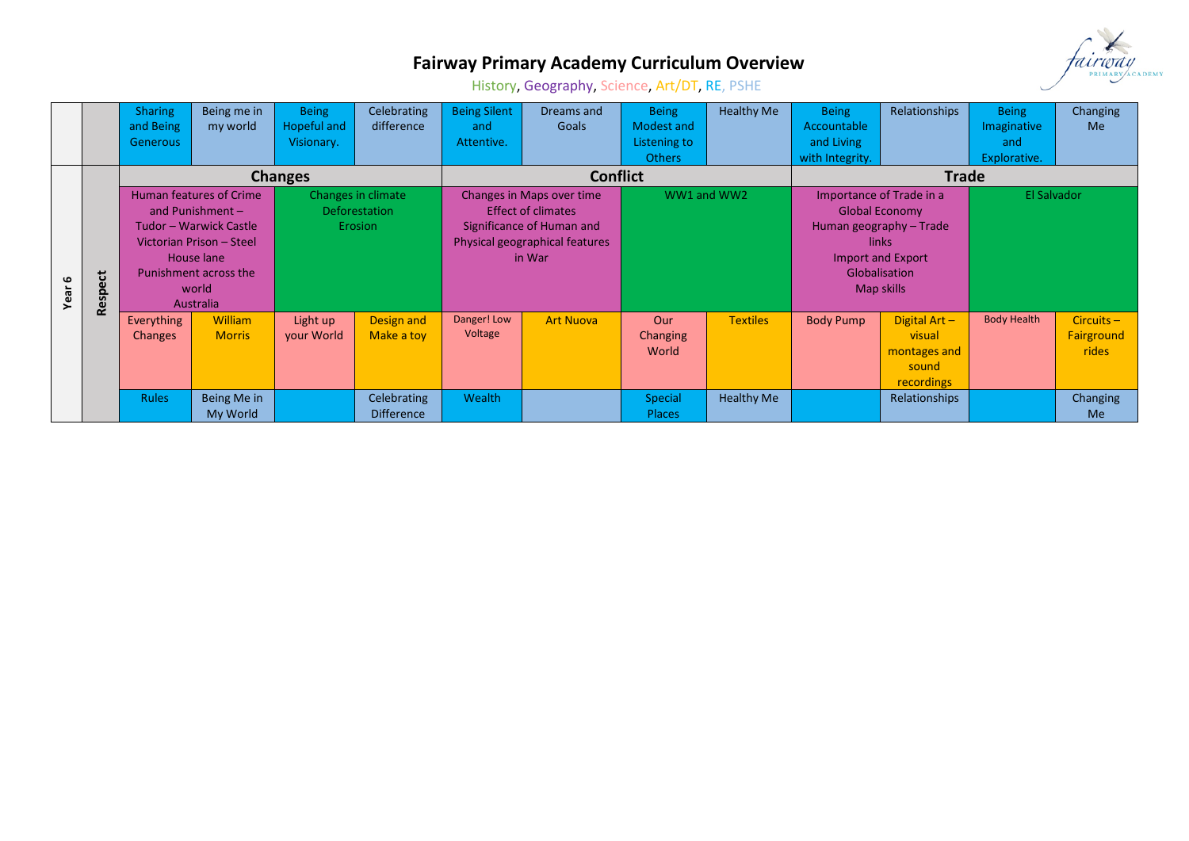# Fairway Primary Academy Curriculum Overview

History, Geography, Science, Art/DT, RE, PSHE

| | | | | | | | | | | | | | |
|---|---|---|---|---|---|---|---|---|---|---|---|---|---|
| | | Sharing and Being Generous | Being me in my world | Being Hopeful and Visionary. | Celebrating difference | Being Silent and Attentive. | Dreams and Goals | Being Modest and Listening to Others | Healthy Me | Being Accountable and Living with Integrity. | Relationships | Being Imaginative and Explorative. | Changing Me |
| Year 6 | Respect | **Changes** | | | | **Conflict** | | | | **Trade** | | | |
| | | Human features of Crime and Punishment – Tudor – Warwick Castle Victorian Prison – Steel House lane Punishment across the world Australia | | Changes in climate Deforestation Erosion | | Changes in Maps over time Effect of climates Significance of Human and Physical geographical features in War | | WW1 and WW2 | | Importance of Trade in a Global Economy Human geography – Trade links Import and Export Globalisation Map skills | | El Salvador | |
| | | Everything Changes | William Morris | Light up your World | Design and Make a toy | Danger! Low Voltage | Art Nuova | Our Changing World | Textiles | Body Pump | Digital Art – visual montages and sound recordings | Body Health | Circuits – Fairground rides |
| | | Rules | Being Me in My World | | Celebrating Difference | Wealth | | Special Places | Healthy Me | | Relationships | | Changing Me |